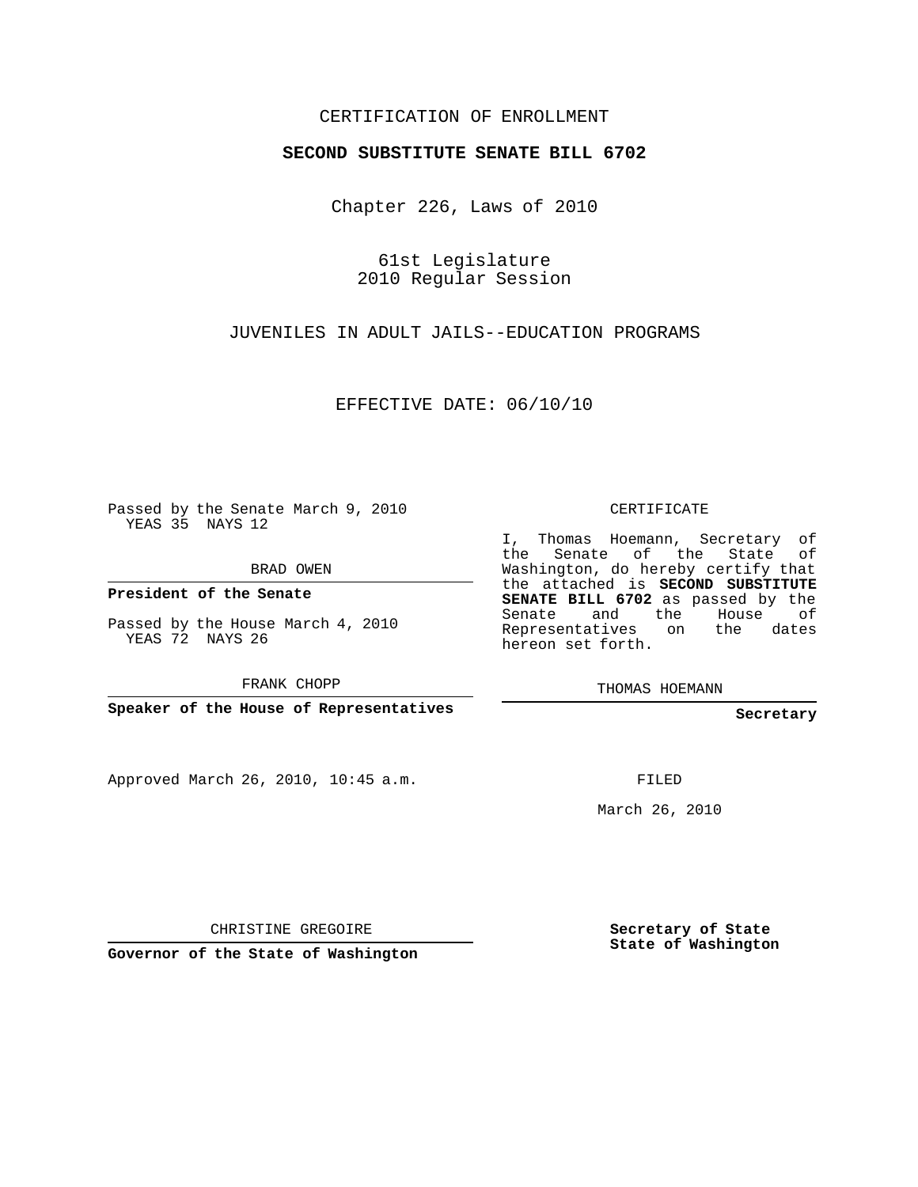CERTIFICATION OF ENROLLMENT

**SECOND SUBSTITUTE SENATE BILL 6702**

Chapter 226, Laws of 2010

61st Legislature
2010 Regular Session

JUVENILES IN ADULT JAILS--EDUCATION PROGRAMS

EFFECTIVE DATE: 06/10/10

Passed by the Senate March 9, 2010
YEAS 35 NAYS 12

BRAD OWEN

**President of the Senate**

Passed by the House March 4, 2010
YEAS 72 NAYS 26

FRANK CHOPP

**Speaker of the House of Representatives**

CERTIFICATE

I, Thomas Hoemann, Secretary of the Senate of the State of Washington, do hereby certify that the attached is **SECOND SUBSTITUTE SENATE BILL 6702** as passed by the Senate and the House of Representatives on the dates hereon set forth.

THOMAS HOEMANN

**Secretary**

Approved March 26, 2010, 10:45 a.m.

FILED

March 26, 2010

CHRISTINE GREGOIRE

**Governor of the State of Washington**

**Secretary of State**
**State of Washington**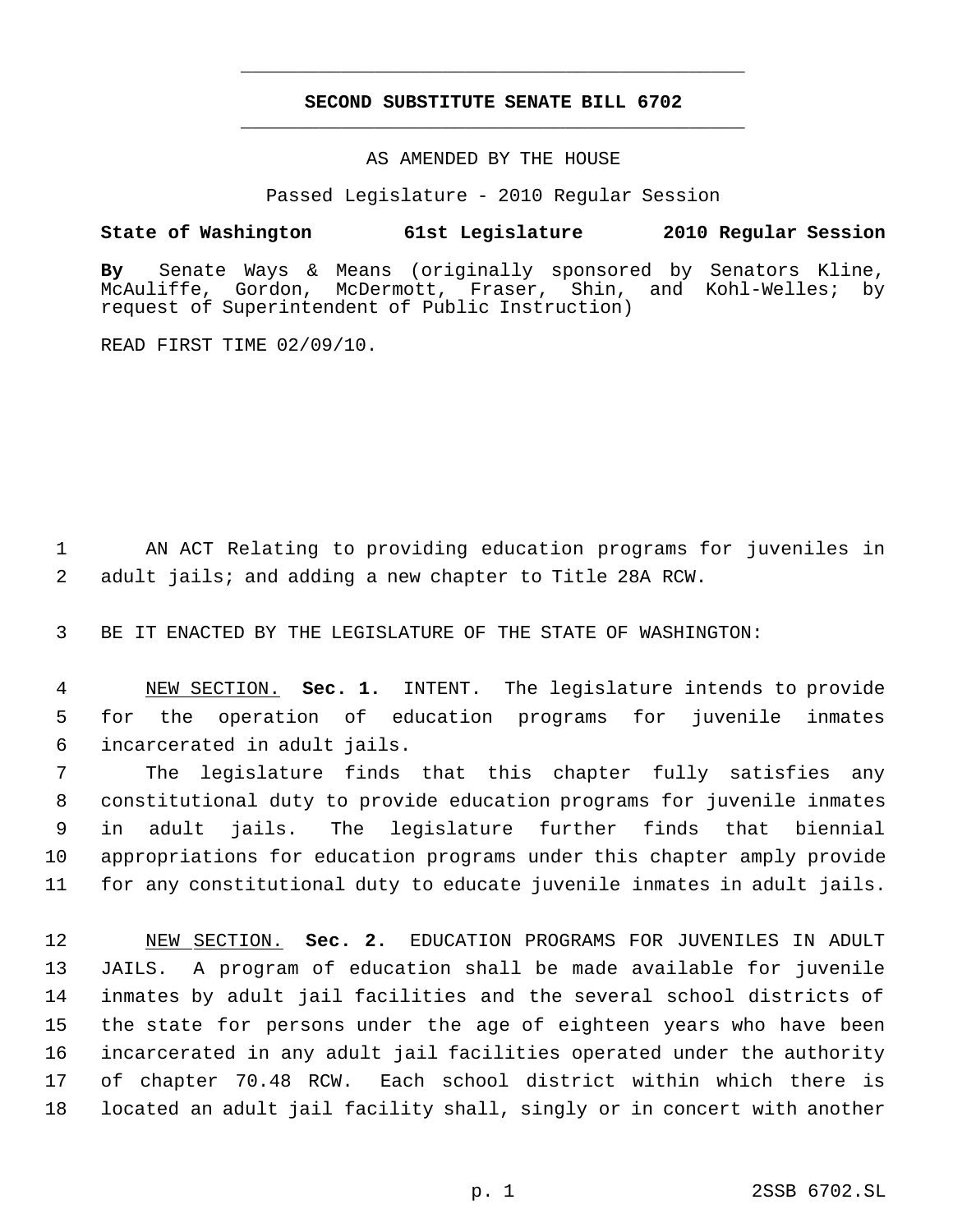**SECOND SUBSTITUTE SENATE BILL 6702**

AS AMENDED BY THE HOUSE

Passed Legislature - 2010 Regular Session

**State of Washington 61st Legislature 2010 Regular Session**

**By** Senate Ways & Means (originally sponsored by Senators Kline, McAuliffe, Gordon, McDermott, Fraser, Shin, and Kohl-Welles; by request of Superintendent of Public Instruction)

READ FIRST TIME 02/09/10.

AN ACT Relating to providing education programs for juveniles in adult jails; and adding a new chapter to Title 28A RCW.

BE IT ENACTED BY THE LEGISLATURE OF THE STATE OF WASHINGTON:

NEW SECTION. **Sec. 1.** INTENT. The legislature intends to provide for the operation of education programs for juvenile inmates incarcerated in adult jails.

The legislature finds that this chapter fully satisfies any constitutional duty to provide education programs for juvenile inmates in adult jails. The legislature further finds that biennial appropriations for education programs under this chapter amply provide for any constitutional duty to educate juvenile inmates in adult jails.

NEW SECTION. **Sec. 2.** EDUCATION PROGRAMS FOR JUVENILES IN ADULT JAILS. A program of education shall be made available for juvenile inmates by adult jail facilities and the several school districts of the state for persons under the age of eighteen years who have been incarcerated in any adult jail facilities operated under the authority of chapter 70.48 RCW. Each school district within which there is located an adult jail facility shall, singly or in concert with another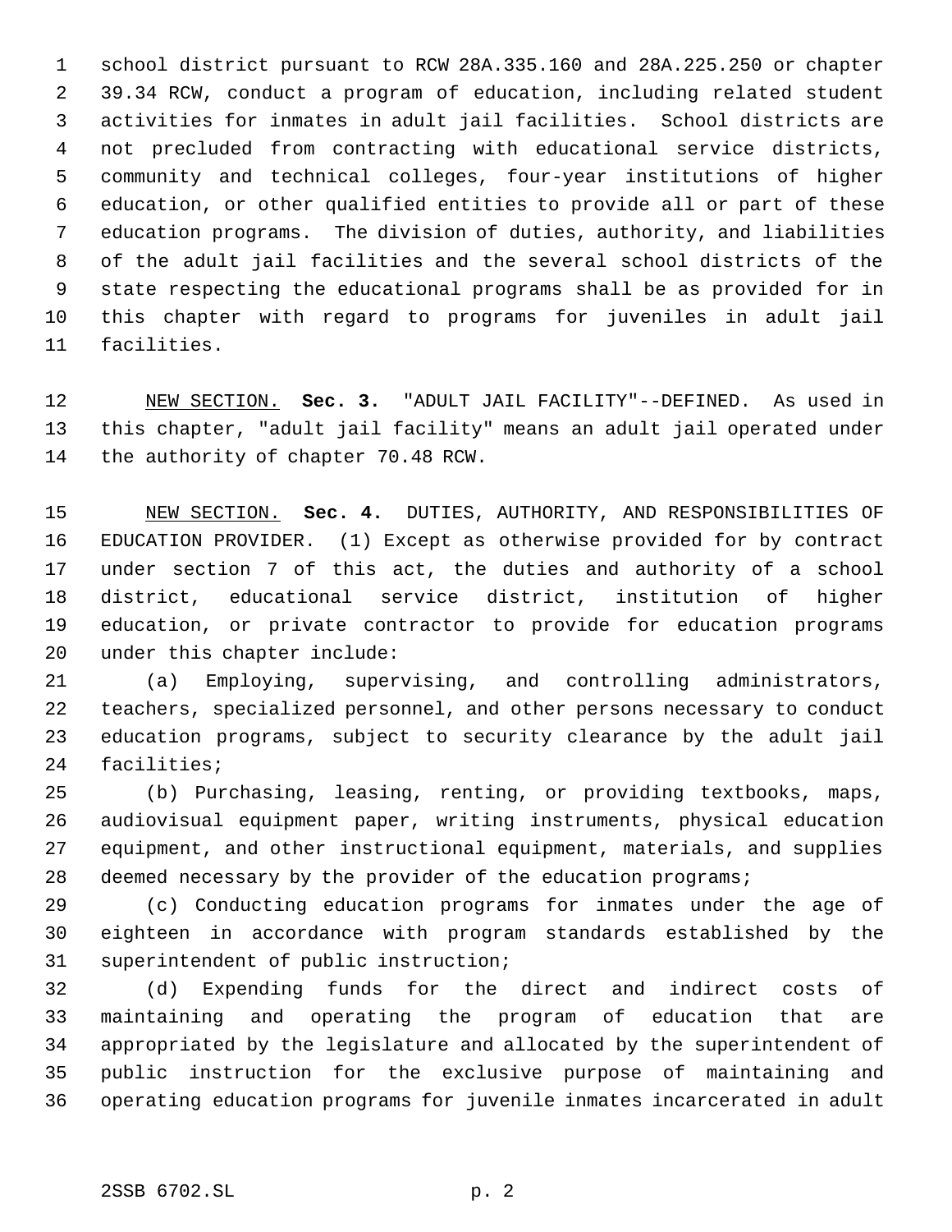school district pursuant to RCW 28A.335.160 and 28A.225.250 or chapter 39.34 RCW, conduct a program of education, including related student activities for inmates in adult jail facilities. School districts are not precluded from contracting with educational service districts, community and technical colleges, four-year institutions of higher education, or other qualified entities to provide all or part of these education programs. The division of duties, authority, and liabilities of the adult jail facilities and the several school districts of the state respecting the educational programs shall be as provided for in this chapter with regard to programs for juveniles in adult jail facilities.

NEW SECTION. **Sec. 3.** "ADULT JAIL FACILITY"--DEFINED. As used in this chapter, "adult jail facility" means an adult jail operated under the authority of chapter 70.48 RCW.

NEW SECTION. **Sec. 4.** DUTIES, AUTHORITY, AND RESPONSIBILITIES OF EDUCATION PROVIDER. (1) Except as otherwise provided for by contract under section 7 of this act, the duties and authority of a school district, educational service district, institution of higher education, or private contractor to provide for education programs under this chapter include:

(a) Employing, supervising, and controlling administrators, teachers, specialized personnel, and other persons necessary to conduct education programs, subject to security clearance by the adult jail facilities;

(b) Purchasing, leasing, renting, or providing textbooks, maps, audiovisual equipment paper, writing instruments, physical education equipment, and other instructional equipment, materials, and supplies deemed necessary by the provider of the education programs;

(c) Conducting education programs for inmates under the age of eighteen in accordance with program standards established by the superintendent of public instruction;

(d) Expending funds for the direct and indirect costs of maintaining and operating the program of education that are appropriated by the legislature and allocated by the superintendent of public instruction for the exclusive purpose of maintaining and operating education programs for juvenile inmates incarcerated in adult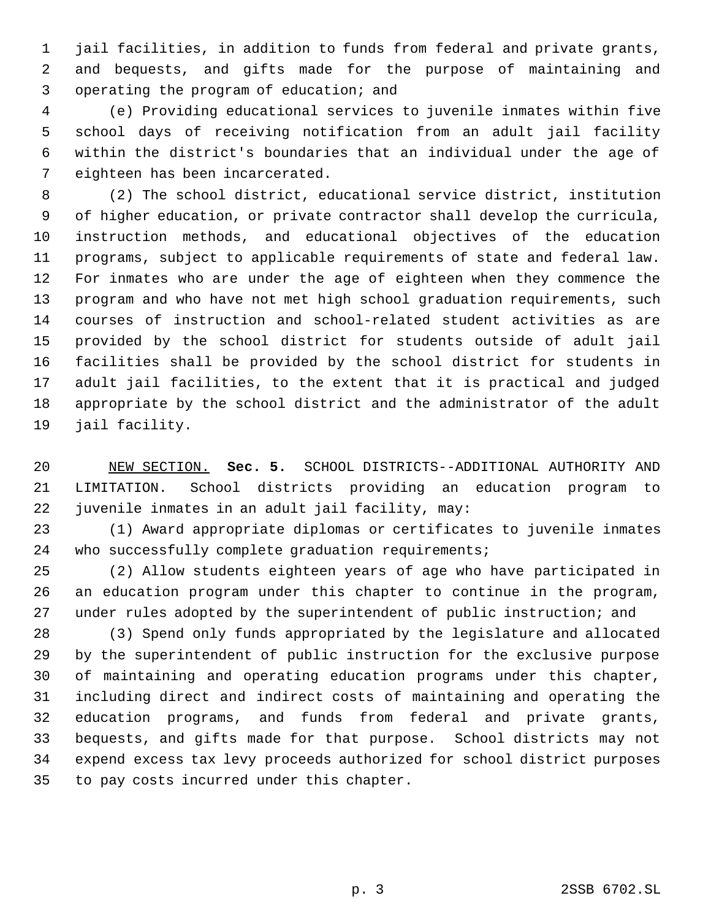jail facilities, in addition to funds from federal and private grants, and bequests, and gifts made for the purpose of maintaining and operating the program of education; and

(e) Providing educational services to juvenile inmates within five school days of receiving notification from an adult jail facility within the district's boundaries that an individual under the age of eighteen has been incarcerated.

(2) The school district, educational service district, institution of higher education, or private contractor shall develop the curricula, instruction methods, and educational objectives of the education programs, subject to applicable requirements of state and federal law. For inmates who are under the age of eighteen when they commence the program and who have not met high school graduation requirements, such courses of instruction and school-related student activities as are provided by the school district for students outside of adult jail facilities shall be provided by the school district for students in adult jail facilities, to the extent that it is practical and judged appropriate by the school district and the administrator of the adult jail facility.

NEW SECTION. **Sec. 5.** SCHOOL DISTRICTS--ADDITIONAL AUTHORITY AND LIMITATION. School districts providing an education program to juvenile inmates in an adult jail facility, may:

(1) Award appropriate diplomas or certificates to juvenile inmates who successfully complete graduation requirements;

(2) Allow students eighteen years of age who have participated in an education program under this chapter to continue in the program, under rules adopted by the superintendent of public instruction; and

(3) Spend only funds appropriated by the legislature and allocated by the superintendent of public instruction for the exclusive purpose of maintaining and operating education programs under this chapter, including direct and indirect costs of maintaining and operating the education programs, and funds from federal and private grants, bequests, and gifts made for that purpose. School districts may not expend excess tax levy proceeds authorized for school district purposes to pay costs incurred under this chapter.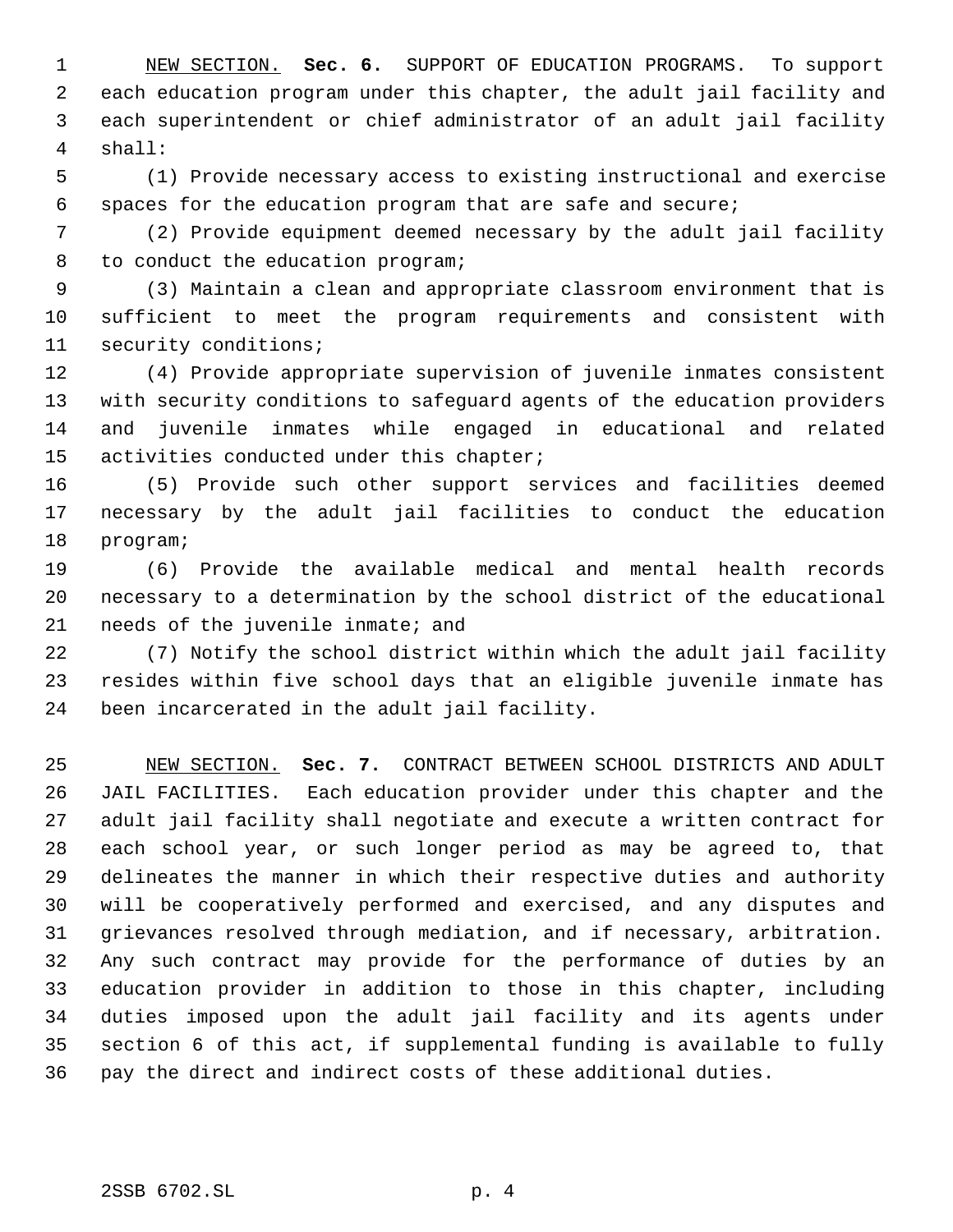NEW SECTION. **Sec. 6.** SUPPORT OF EDUCATION PROGRAMS. To support each education program under this chapter, the adult jail facility and each superintendent or chief administrator of an adult jail facility shall:

(1) Provide necessary access to existing instructional and exercise spaces for the education program that are safe and secure;

(2) Provide equipment deemed necessary by the adult jail facility to conduct the education program;

(3) Maintain a clean and appropriate classroom environment that is sufficient to meet the program requirements and consistent with security conditions;

(4) Provide appropriate supervision of juvenile inmates consistent with security conditions to safeguard agents of the education providers and juvenile inmates while engaged in educational and related activities conducted under this chapter;

(5) Provide such other support services and facilities deemed necessary by the adult jail facilities to conduct the education program;

(6) Provide the available medical and mental health records necessary to a determination by the school district of the educational needs of the juvenile inmate; and

(7) Notify the school district within which the adult jail facility resides within five school days that an eligible juvenile inmate has been incarcerated in the adult jail facility.

NEW SECTION. **Sec. 7.** CONTRACT BETWEEN SCHOOL DISTRICTS AND ADULT JAIL FACILITIES. Each education provider under this chapter and the adult jail facility shall negotiate and execute a written contract for each school year, or such longer period as may be agreed to, that delineates the manner in which their respective duties and authority will be cooperatively performed and exercised, and any disputes and grievances resolved through mediation, and if necessary, arbitration. Any such contract may provide for the performance of duties by an education provider in addition to those in this chapter, including duties imposed upon the adult jail facility and its agents under section 6 of this act, if supplemental funding is available to fully pay the direct and indirect costs of these additional duties.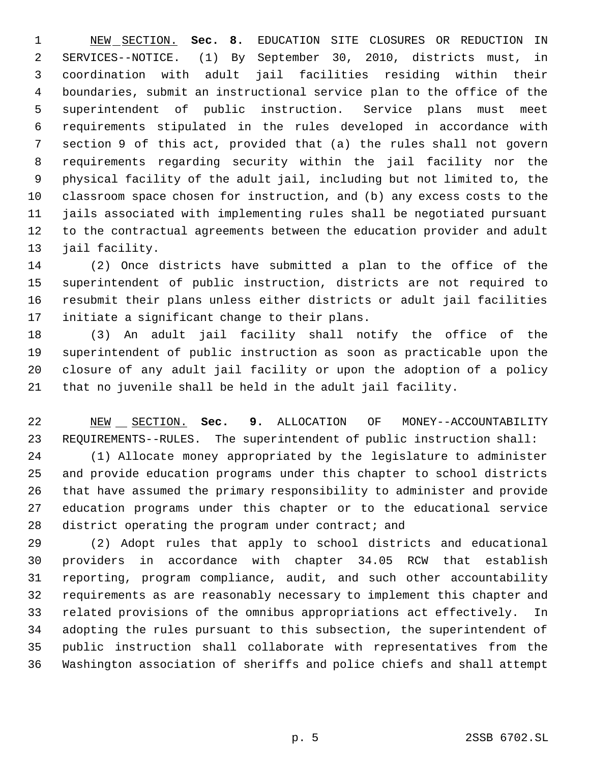NEW SECTION. **Sec. 8.** EDUCATION SITE CLOSURES OR REDUCTION IN SERVICES--NOTICE. (1) By September 30, 2010, districts must, in coordination with adult jail facilities residing within their boundaries, submit an instructional service plan to the office of the superintendent of public instruction. Service plans must meet requirements stipulated in the rules developed in accordance with section 9 of this act, provided that (a) the rules shall not govern requirements regarding security within the jail facility nor the physical facility of the adult jail, including but not limited to, the classroom space chosen for instruction, and (b) any excess costs to the jails associated with implementing rules shall be negotiated pursuant to the contractual agreements between the education provider and adult jail facility.

(2) Once districts have submitted a plan to the office of the superintendent of public instruction, districts are not required to resubmit their plans unless either districts or adult jail facilities initiate a significant change to their plans.

(3) An adult jail facility shall notify the office of the superintendent of public instruction as soon as practicable upon the closure of any adult jail facility or upon the adoption of a policy that no juvenile shall be held in the adult jail facility.

NEW SECTION. **Sec. 9.** ALLOCATION OF MONEY--ACCOUNTABILITY REQUIREMENTS--RULES. The superintendent of public instruction shall:

(1) Allocate money appropriated by the legislature to administer and provide education programs under this chapter to school districts that have assumed the primary responsibility to administer and provide education programs under this chapter or to the educational service district operating the program under contract; and

(2) Adopt rules that apply to school districts and educational providers in accordance with chapter 34.05 RCW that establish reporting, program compliance, audit, and such other accountability requirements as are reasonably necessary to implement this chapter and related provisions of the omnibus appropriations act effectively. In adopting the rules pursuant to this subsection, the superintendent of public instruction shall collaborate with representatives from the Washington association of sheriffs and police chiefs and shall attempt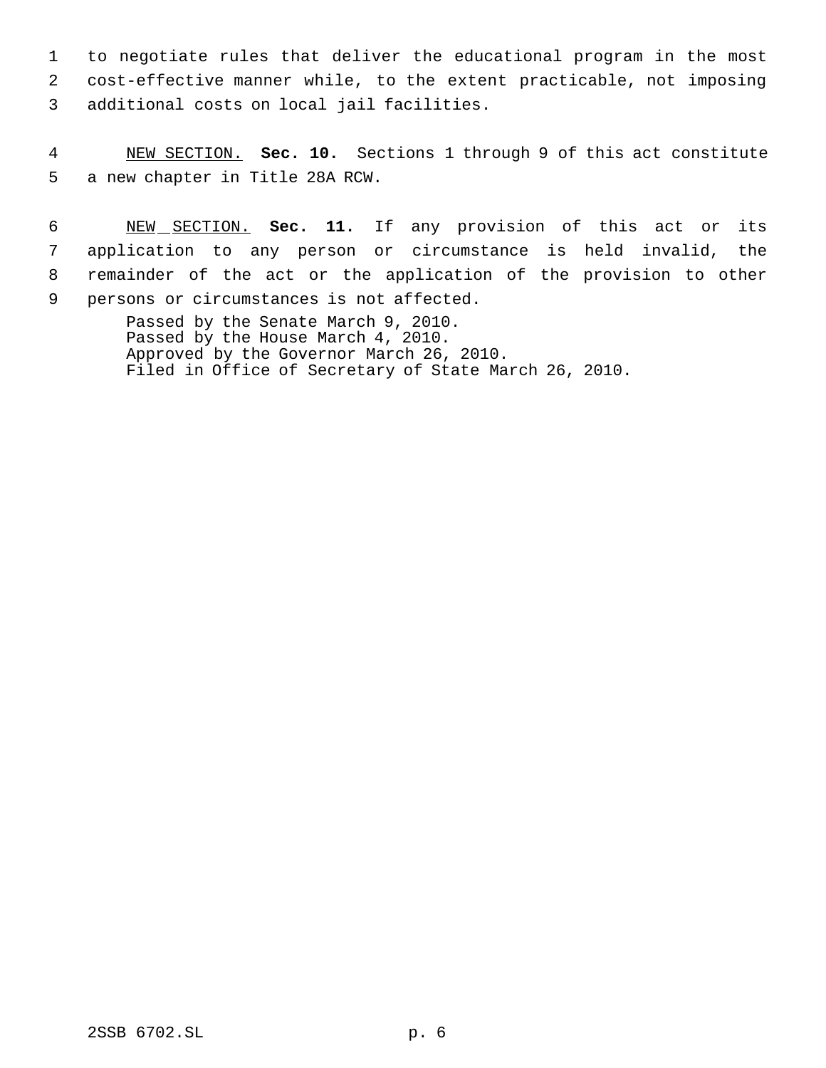to negotiate rules that deliver the educational program in the most cost-effective manner while, to the extent practicable, not imposing additional costs on local jail facilities.

NEW SECTION. **Sec. 10.** Sections 1 through 9 of this act constitute a new chapter in Title 28A RCW.

NEW SECTION. **Sec. 11.** If any provision of this act or its application to any person or circumstance is held invalid, the remainder of the act or the application of the provision to other persons or circumstances is not affected.

Passed by the Senate March 9, 2010.
Passed by the House March 4, 2010.
Approved by the Governor March 26, 2010.
Filed in Office of Secretary of State March 26, 2010.